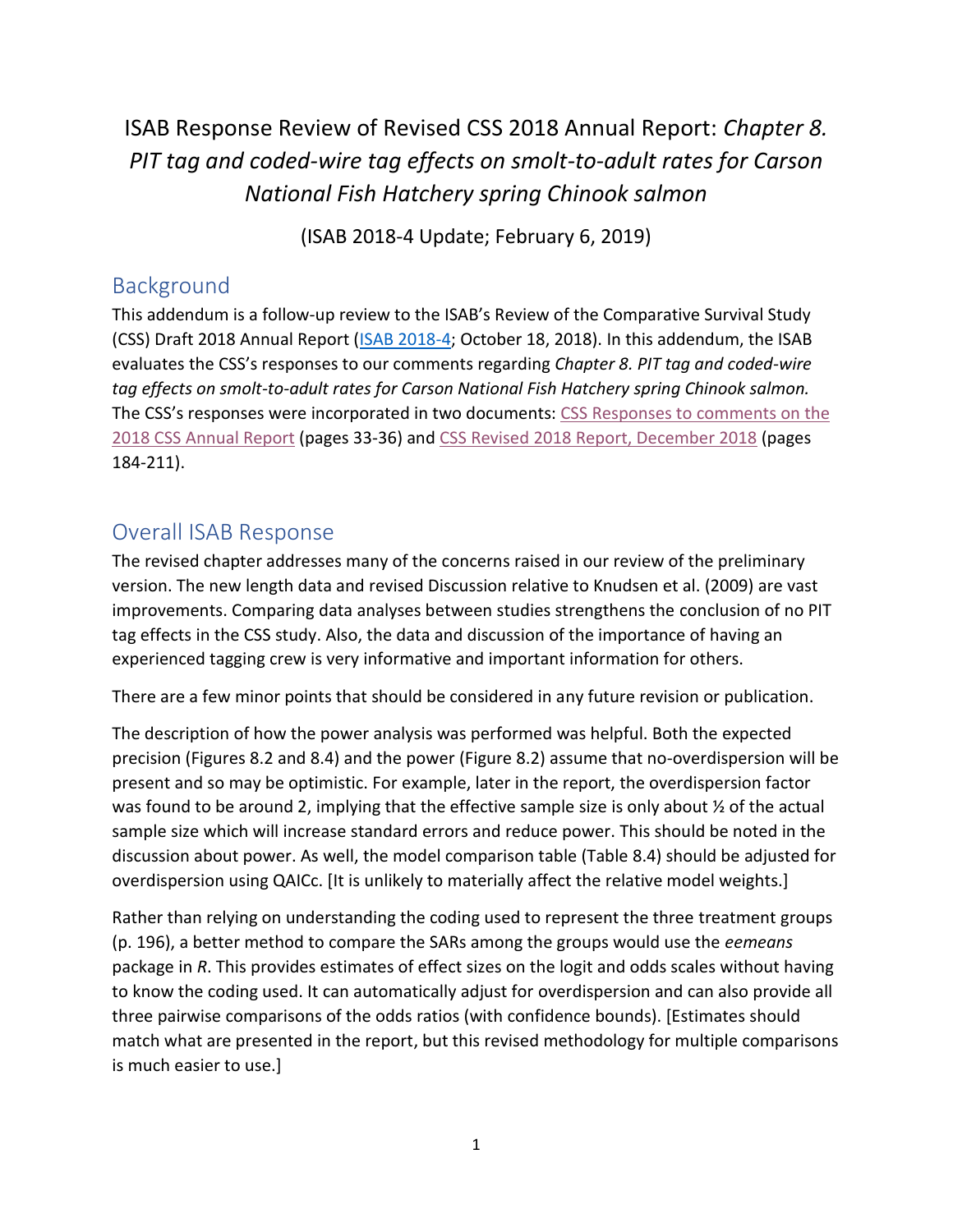# ISAB Response Review of Revised CSS 2018 Annual Report: *Chapter 8. PIT tag and coded-wire tag effects on smolt-to-adult rates for Carson National Fish Hatchery spring Chinook salmon*

(ISAB 2018-4 Update; February 6, 2019)

## Background

This addendum is a follow-up review to the ISAB's Review of the Comparative Survival Study (CSS) Draft 2018 Annual Report (ISAB 2018-4; October 18, 2018). In this addendum, the ISAB evaluates the CSS's responses to our comments regarding *Chapter 8. PIT tag and coded-wire tag effects on smolt-to-adult rates for Carson National Fish Hatchery spring Chinook salmon.* The CSS's responses were incorporated in two documents: CSS Responses to comments on the 2018 CSS Annual Report (pages 33-36) and CSS Revised 2018 Report, December 2018 (pages 184-211).

## Overall ISAB Response

The revised chapter addresses many of the concerns raised in our review of the preliminary version. The new length data and revised Discussion relative to Knudsen et al. (2009) are vast improvements. Comparing data analyses between studies strengthens the conclusion of no PIT tag effects in the CSS study. Also, the data and discussion of the importance of having an experienced tagging crew is very informative and important information for others.

There are a few minor points that should be considered in any future revision or publication.

The description of how the power analysis was performed was helpful. Both the expected precision (Figures 8.2 and 8.4) and the power (Figure 8.2) assume that no-overdispersion will be present and so may be optimistic. For example, later in the report, the overdispersion factor was found to be around 2, implying that the effective sample size is only about ½ of the actual sample size which will increase standard errors and reduce power. This should be noted in the discussion about power. As well, the model comparison table (Table 8.4) should be adjusted for overdispersion using QAICc. [It is unlikely to materially affect the relative model weights.]

Rather than relying on understanding the coding used to represent the three treatment groups (p. 196), a better method to compare the SARs among the groups would use the *eemeans* package in *R*. This provides estimates of effect sizes on the logit and odds scales without having to know the coding used. It can automatically adjust for overdispersion and can also provide all three pairwise comparisons of the odds ratios (with confidence bounds). [Estimates should match what are presented in the report, but this revised methodology for multiple comparisons is much easier to use.]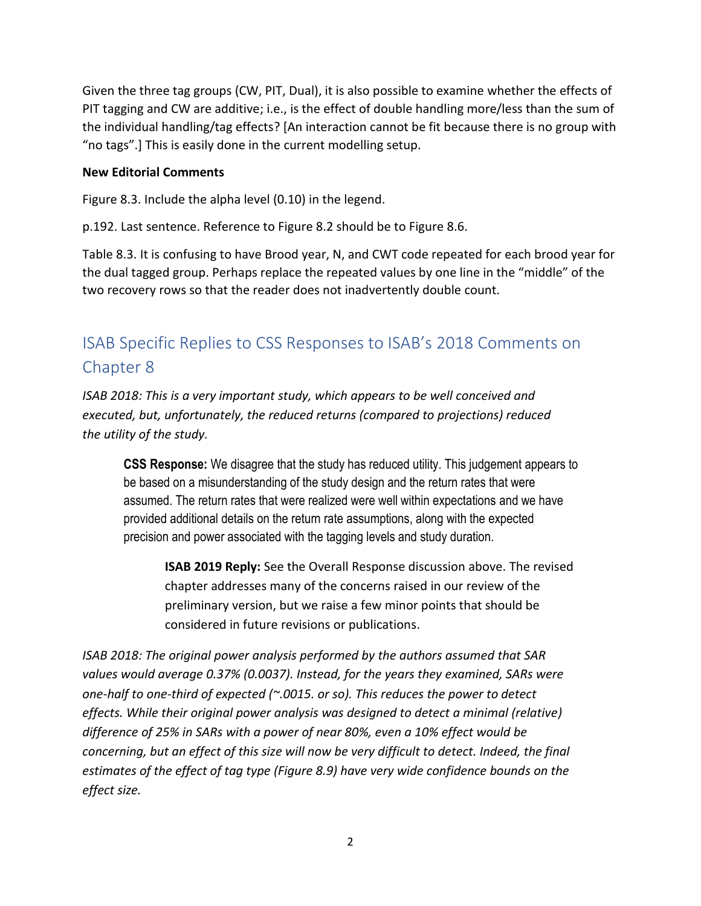Given the three tag groups (CW, PIT, Dual), it is also possible to examine whether the effects of PIT tagging and CW are additive; i.e., is the effect of double handling more/less than the sum of the individual handling/tag effects? [An interaction cannot be fit because there is no group with "no tags".] This is easily done in the current modelling setup.

**New Editorial Comments**

Figure 8.3. Include the alpha level (0.10) in the legend.

p.192. Last sentence. Reference to Figure 8.2 should be to Figure 8.6.

Table 8.3. It is confusing to have Brood year, N, and CWT code repeated for each brood year for the dual tagged group. Perhaps replace the repeated values by one line in the "middle" of the two recovery rows so that the reader does not inadvertently double count.

## ISAB Specific Replies to CSS Responses to ISAB's 2018 Comments on Chapter 8

*ISAB 2018: This is a very important study, which appears to be well conceived and executed, but, unfortunately, the reduced returns (compared to projections) reduced the utility of the study.*

> **CSS Response:** We disagree that the study has reduced utility. This judgement appears to be based on a misunderstanding of the study design and the return rates that were assumed. The return rates that were realized were well within expectations and we have provided additional details on the return rate assumptions, along with the expected precision and power associated with the tagging levels and study duration.
>
> > **ISAB 2019 Reply:** See the Overall Response discussion above. The revised chapter addresses many of the concerns raised in our review of the preliminary version, but we raise a few minor points that should be considered in future revisions or publications.

*ISAB 2018: The original power analysis performed by the authors assumed that SAR values would average 0.37% (0.0037). Instead, for the years they examined, SARs were one-half to one-third of expected (~.0015. or so). This reduces the power to detect effects. While their original power analysis was designed to detect a minimal (relative) difference of 25% in SARs with a power of near 80%, even a 10% effect would be concerning, but an effect of this size will now be very difficult to detect. Indeed, the final estimates of the effect of tag type (Figure 8.9) have very wide confidence bounds on the effect size.*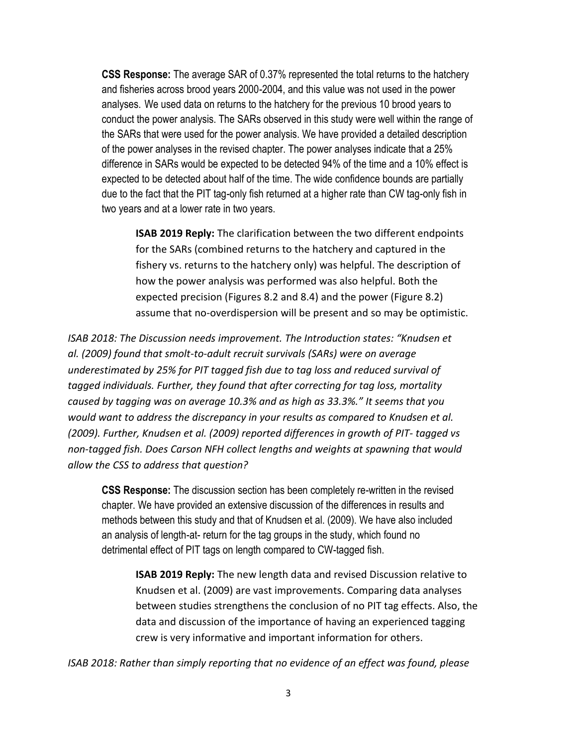**CSS Response:** The average SAR of 0.37% represented the total returns to the hatchery and fisheries across brood years 2000-2004, and this value was not used in the power analyses. We used data on returns to the hatchery for the previous 10 brood years to conduct the power analysis. The SARs observed in this study were well within the range of the SARs that were used for the power analysis. We have provided a detailed description of the power analyses in the revised chapter. The power analyses indicate that a 25% difference in SARs would be expected to be detected 94% of the time and a 10% effect is expected to be detected about half of the time. The wide confidence bounds are partially due to the fact that the PIT tag-only fish returned at a higher rate than CW tag-only fish in two years and at a lower rate in two years.

> **ISAB 2019 Reply:** The clarification between the two different endpoints for the SARs (combined returns to the hatchery and captured in the fishery vs. returns to the hatchery only) was helpful. The description of how the power analysis was performed was also helpful. Both the expected precision (Figures 8.2 and 8.4) and the power (Figure 8.2) assume that no-overdispersion will be present and so may be optimistic.

*ISAB 2018: The Discussion needs improvement. The Introduction states: "Knudsen et al. (2009) found that smolt-to-adult recruit survivals (SARs) were on average underestimated by 25% for PIT tagged fish due to tag loss and reduced survival of tagged individuals. Further, they found that after correcting for tag loss, mortality caused by tagging was on average 10.3% and as high as 33.3%." It seems that you would want to address the discrepancy in your results as compared to Knudsen et al. (2009). Further, Knudsen et al. (2009) reported differences in growth of PIT- tagged vs non-tagged fish. Does Carson NFH collect lengths and weights at spawning that would allow the CSS to address that question?*

**CSS Response:** The discussion section has been completely re-written in the revised chapter. We have provided an extensive discussion of the differences in results and methods between this study and that of Knudsen et al. (2009). We have also included an analysis of length-at- return for the tag groups in the study, which found no detrimental effect of PIT tags on length compared to CW-tagged fish.

> **ISAB 2019 Reply:** The new length data and revised Discussion relative to Knudsen et al. (2009) are vast improvements. Comparing data analyses between studies strengthens the conclusion of no PIT tag effects. Also, the data and discussion of the importance of having an experienced tagging crew is very informative and important information for others.

*ISAB 2018: Rather than simply reporting that no evidence of an effect was found, please*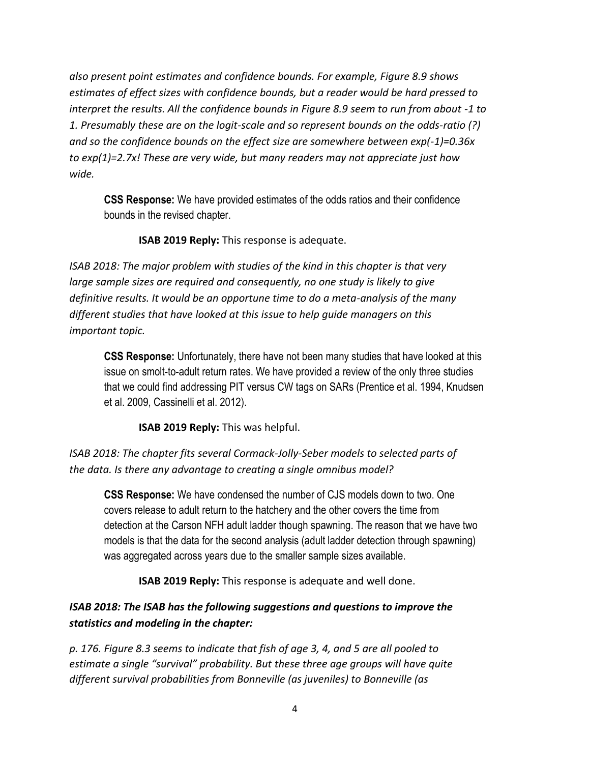*also present point estimates and confidence bounds. For example, Figure 8.9 shows estimates of effect sizes with confidence bounds, but a reader would be hard pressed to interpret the results. All the confidence bounds in Figure 8.9 seem to run from about -1 to 1. Presumably these are on the logit-scale and so represent bounds on the odds-ratio (?) and so the confidence bounds on the effect size are somewhere between exp(-1)=0.36x to exp(1)=2.7x! These are very wide, but many readers may not appreciate just how wide.*

> **CSS Response:** We have provided estimates of the odds ratios and their confidence bounds in the revised chapter.
>
> > **ISAB 2019 Reply:** This response is adequate.

*ISAB 2018: The major problem with studies of the kind in this chapter is that very large sample sizes are required and consequently, no one study is likely to give definitive results. It would be an opportune time to do a meta-analysis of the many different studies that have looked at this issue to help guide managers on this important topic.*

> **CSS Response:** Unfortunately, there have not been many studies that have looked at this issue on smolt-to-adult return rates. We have provided a review of the only three studies that we could find addressing PIT versus CW tags on SARs (Prentice et al. 1994, Knudsen et al. 2009, Cassinelli et al. 2012).
>
> > **ISAB 2019 Reply:** This was helpful.

*ISAB 2018: The chapter fits several Cormack-Jolly-Seber models to selected parts of the data. Is there any advantage to creating a single omnibus model?*

> **CSS Response:** We have condensed the number of CJS models down to two. One covers release to adult return to the hatchery and the other covers the time from detection at the Carson NFH adult ladder though spawning. The reason that we have two models is that the data for the second analysis (adult ladder detection through spawning) was aggregated across years due to the smaller sample sizes available.
>
> > **ISAB 2019 Reply:** This response is adequate and well done.

***ISAB 2018: The ISAB has the following suggestions and questions to improve the statistics and modeling in the chapter:***

*p. 176. Figure 8.3 seems to indicate that fish of age 3, 4, and 5 are all pooled to estimate a single "survival" probability. But these three age groups will have quite different survival probabilities from Bonneville (as juveniles) to Bonneville (as*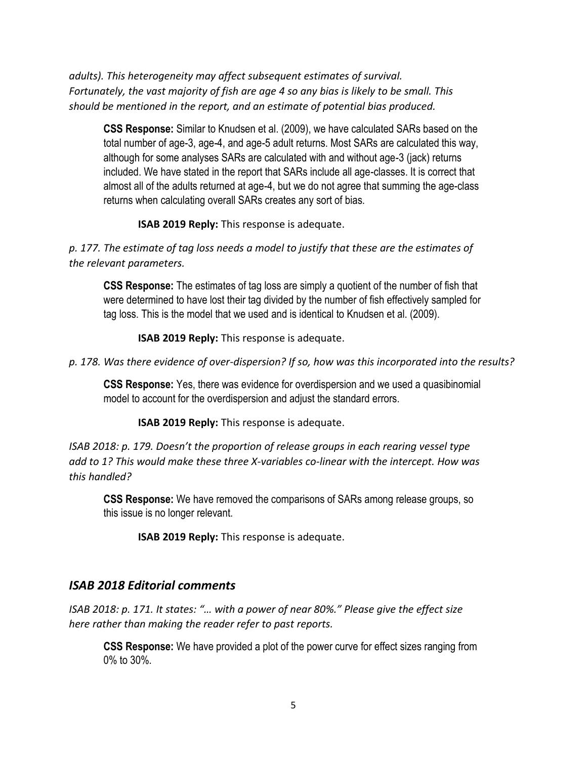*adults). This heterogeneity may affect subsequent estimates of survival. Fortunately, the vast majority of fish are age 4 so any bias is likely to be small. This should be mentioned in the report, and an estimate of potential bias produced.*

> **CSS Response:** Similar to Knudsen et al. (2009), we have calculated SARs based on the total number of age-3, age-4, and age-5 adult returns. Most SARs are calculated this way, although for some analyses SARs are calculated with and without age-3 (jack) returns included. We have stated in the report that SARs include all age-classes. It is correct that almost all of the adults returned at age-4, but we do not agree that summing the age-class returns when calculating overall SARs creates any sort of bias.
>
> > **ISAB 2019 Reply:** This response is adequate.

*p. 177. The estimate of tag loss needs a model to justify that these are the estimates of the relevant parameters.*

> **CSS Response:** The estimates of tag loss are simply a quotient of the number of fish that were determined to have lost their tag divided by the number of fish effectively sampled for tag loss. This is the model that we used and is identical to Knudsen et al. (2009).
>
> > **ISAB 2019 Reply:** This response is adequate.

*p. 178. Was there evidence of over-dispersion? If so, how was this incorporated into the results?*

> **CSS Response:** Yes, there was evidence for overdispersion and we used a quasibinomial model to account for the overdispersion and adjust the standard errors.
>
> > **ISAB 2019 Reply:** This response is adequate.

*ISAB 2018: p. 179. Doesn't the proportion of release groups in each rearing vessel type add to 1? This would make these three X-variables co-linear with the intercept. How was this handled?*

> **CSS Response:** We have removed the comparisons of SARs among release groups, so this issue is no longer relevant.
>
> > **ISAB 2019 Reply:** This response is adequate.

## *ISAB 2018 Editorial comments*

*ISAB 2018: p. 171. It states: "… with a power of near 80%." Please give the effect size here rather than making the reader refer to past reports.*

> **CSS Response:** We have provided a plot of the power curve for effect sizes ranging from 0% to 30%.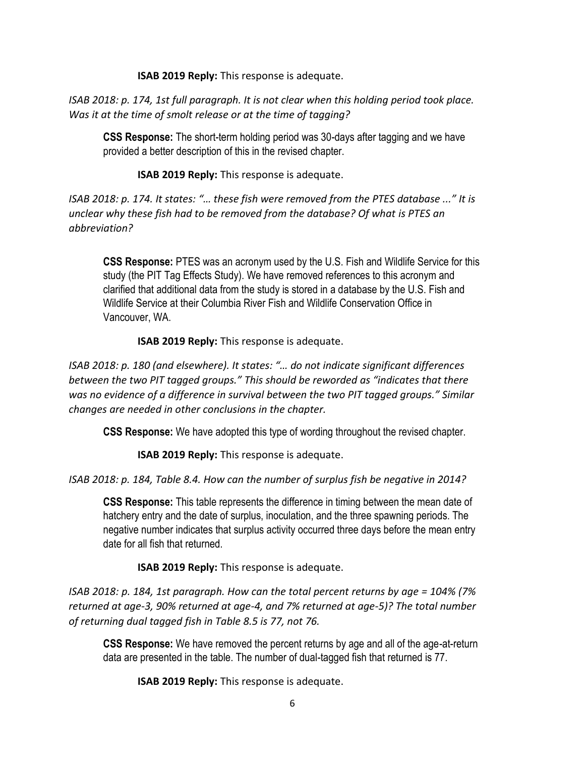**ISAB 2019 Reply:** This response is adequate.

*ISAB 2018: p. 174, 1st full paragraph. It is not clear when this holding period took place. Was it at the time of smolt release or at the time of tagging?*

> **CSS Response:** The short-term holding period was 30-days after tagging and we have provided a better description of this in the revised chapter.
>
> **ISAB 2019 Reply:** This response is adequate.

*ISAB 2018: p. 174. It states: "… these fish were removed from the PTES database ..." It is unclear why these fish had to be removed from the database? Of what is PTES an abbreviation?*

> **CSS Response:** PTES was an acronym used by the U.S. Fish and Wildlife Service for this study (the PIT Tag Effects Study). We have removed references to this acronym and clarified that additional data from the study is stored in a database by the U.S. Fish and Wildlife Service at their Columbia River Fish and Wildlife Conservation Office in Vancouver, WA.
>
> **ISAB 2019 Reply:** This response is adequate.

*ISAB 2018: p. 180 (and elsewhere). It states: "… do not indicate significant differences between the two PIT tagged groups." This should be reworded as "indicates that there was no evidence of a difference in survival between the two PIT tagged groups." Similar changes are needed in other conclusions in the chapter.*

> **CSS Response:** We have adopted this type of wording throughout the revised chapter.
>
> **ISAB 2019 Reply:** This response is adequate.

*ISAB 2018: p. 184, Table 8.4. How can the number of surplus fish be negative in 2014?*

> **CSS Response:** This table represents the difference in timing between the mean date of hatchery entry and the date of surplus, inoculation, and the three spawning periods. The negative number indicates that surplus activity occurred three days before the mean entry date for all fish that returned.
>
> **ISAB 2019 Reply:** This response is adequate.

*ISAB 2018: p. 184, 1st paragraph. How can the total percent returns by age = 104% (7% returned at age-3, 90% returned at age-4, and 7% returned at age-5)? The total number of returning dual tagged fish in Table 8.5 is 77, not 76.*

> **CSS Response:** We have removed the percent returns by age and all of the age-at-return data are presented in the table. The number of dual-tagged fish that returned is 77.
>
> **ISAB 2019 Reply:** This response is adequate.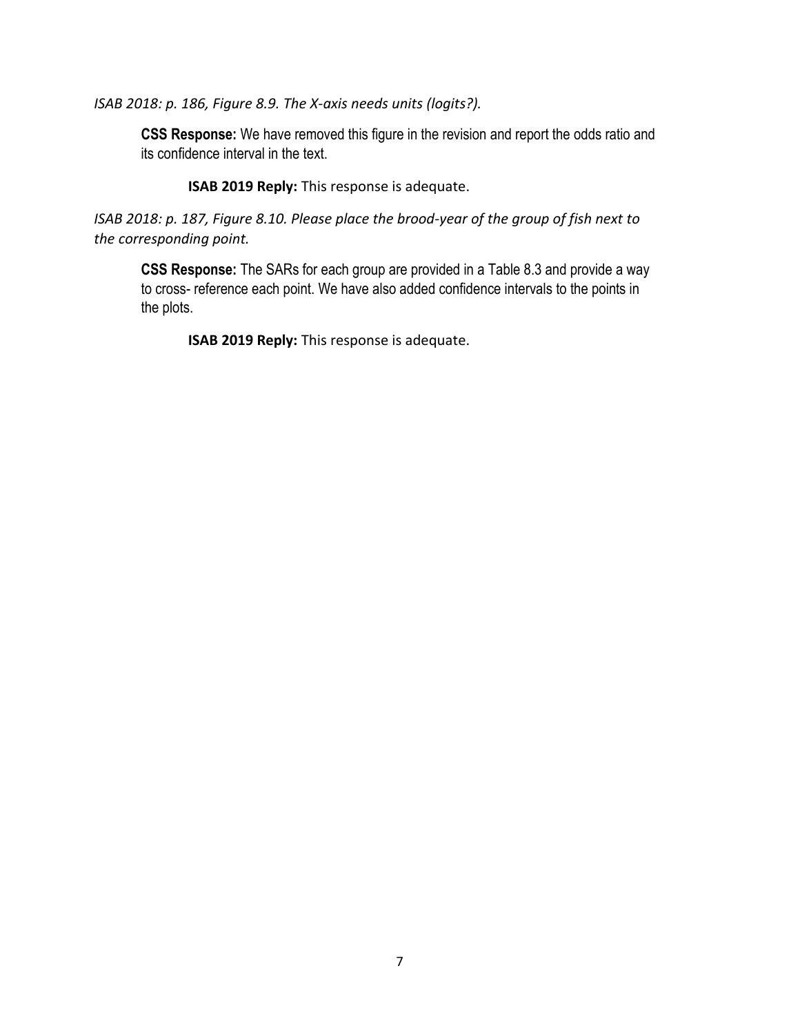*ISAB 2018: p. 186, Figure 8.9. The X-axis needs units (logits?).*

> **CSS Response:** We have removed this figure in the revision and report the odds ratio and its confidence interval in the text.
>
> > **ISAB 2019 Reply:** This response is adequate.

*ISAB 2018: p. 187, Figure 8.10. Please place the brood-year of the group of fish next to the corresponding point.*

> **CSS Response:** The SARs for each group are provided in a Table 8.3 and provide a way to cross- reference each point. We have also added confidence intervals to the points in the plots.
>
> > **ISAB 2019 Reply:** This response is adequate.